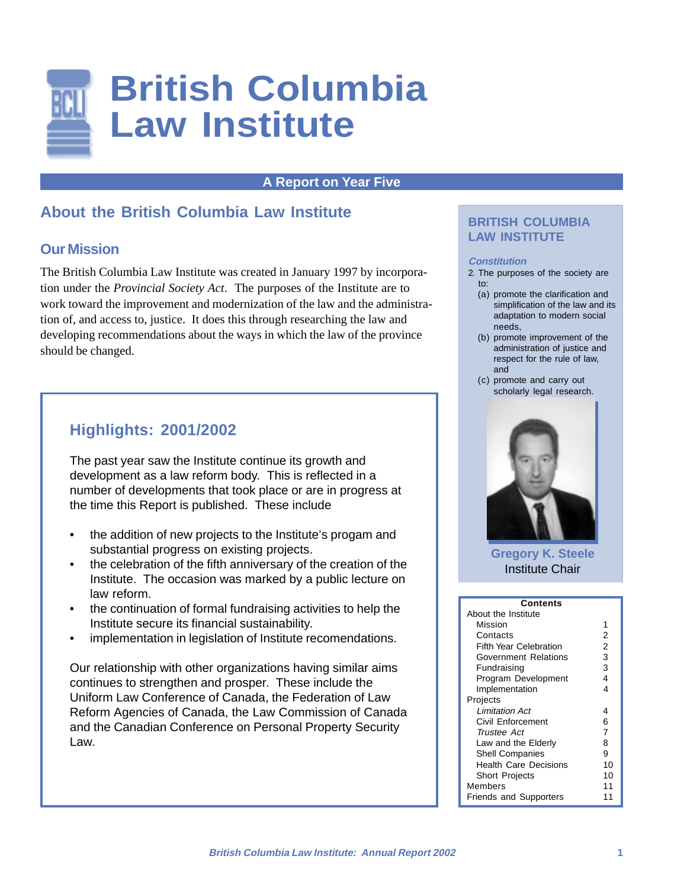# British Columbia Law Institute

**A Report on Year Five**

## About the British Columbia Law Institute

### Our Mission

The British Columbia Law Institute was created in January 1997 by incorporation under the *Provincial Society Act*. The purposes of the Institute are to work toward the improvement and modernization of the law and the administration of, and access to, justice. It does this through researching the law and developing recommendations about the ways in which the law of the province should be changed.

### Highlights: 2001/2002

The past year saw the Institute continue its growth and development as a law reform body. This is reflected in a number of developments that took place or are in progress at the time this Report is published. These include

- the addition of new projects to the Institute's progam and substantial progress on existing projects.
- the celebration of the fifth anniversary of the creation of the Institute. The occasion was marked by a public lecture on law reform.
- the continuation of formal fundraising activities to help the Institute secure its financial sustainability.
- implementation in legislation of Institute recomendations.

Our relationship with other organizations having similar aims continues to strengthen and prosper. These include the Uniform Law Conference of Canada, the Federation of Law Reform Agencies of Canada, the Law Commission of Canada and the Canadian Conference on Personal Property Security Law.

### BRITISH COLUMBIA LAW INSTITUTE

***Constitution***

2. The purposes of the society are to:

(a) promote the clarification and simplification of the law and its adaptation to modern social needs,

(b) promote improvement of the administration of justice and respect for the rule of law, and

(c) promote and carry out scholarly legal research.

**Gregory K. Steele**
Institute Chair

| Contents | |
|---|---|
| About the Institute | |
| Mission | 1 |
| Contacts | 2 |
| Fifth Year Celebration | 2 |
| Government Relations | 3 |
| Fundraising | 3 |
| Program Development | 4 |
| Implementation | 4 |
| Projects | |
| *Limitation Act* | 4 |
| Civil Enforcement | 6 |
| *Trustee Act* | 7 |
| Law and the Elderly | 8 |
| Shell Companies | 9 |
| Health Care Decisions | 10 |
| Short Projects | 10 |
| Members | 11 |
| Friends and Supporters | 11 |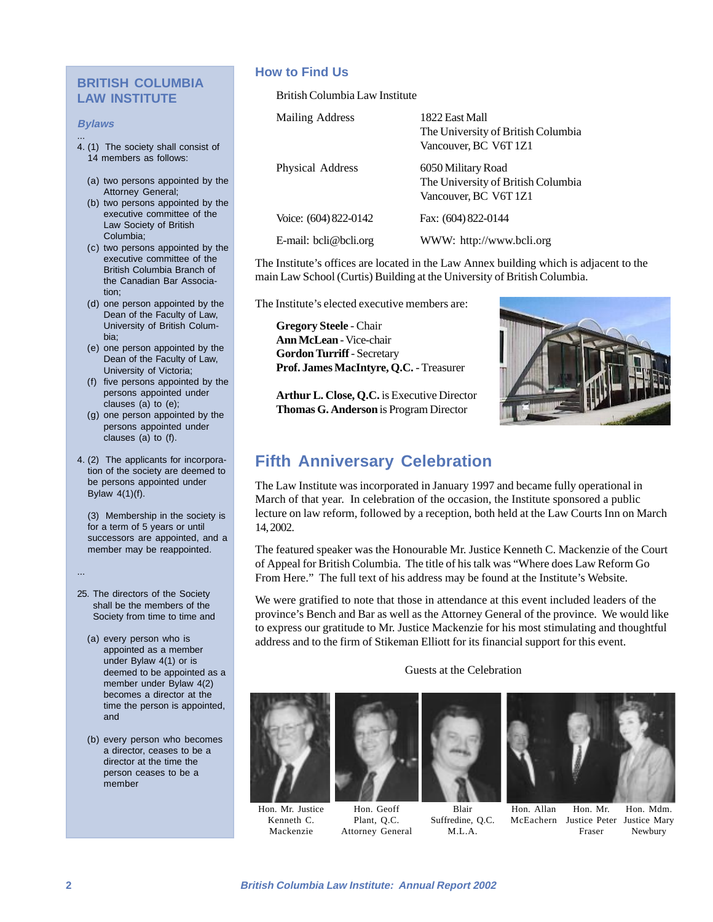## BRITISH COLUMBIA LAW INSTITUTE

### *Bylaws*

...

4. (1) The society shall consist of 14 members as follows:

   (a) two persons appointed by the Attorney General;
   (b) two persons appointed by the executive committee of the Law Society of British Columbia;
   (c) two persons appointed by the executive committee of the British Columbia Branch of the Canadian Bar Association;
   (d) one person appointed by the Dean of the Faculty of Law, University of British Columbia;
   (e) one person appointed by the Dean of the Faculty of Law, University of Victoria;
   (f) five persons appointed by the persons appointed under clauses (a) to (e);
   (g) one person appointed by the persons appointed under clauses (a) to (f).

4. (2) The applicants for incorporation of the society are deemed to be persons appointed under Bylaw 4(1)(f).

   (3) Membership in the society is for a term of 5 years or until successors are appointed, and a member may be reappointed.

...

25. The directors of the Society shall be the members of the Society from time to time and

   (a) every person who is appointed as a member under Bylaw 4(1) or is deemed to be appointed as a member under Bylaw 4(2) becomes a director at the time the person is appointed, and

   (b) every person who becomes a director, ceases to be a director at the time the person ceases to be a member

## How to Find Us

British Columbia Law Institute

| | |
|---|---|
| Mailing Address | 1822 East Mall<br>The University of British Columbia<br>Vancouver, BC V6T 1Z1 |
| Physical Address | 6050 Military Road<br>The University of British Columbia<br>Vancouver, BC V6T 1Z1 |
| Voice: (604) 822-0142 | Fax: (604) 822-0144 |
| E-mail: bcli@bcli.org | WWW: http://www.bcli.org |

The Institute's offices are located in the Law Annex building which is adjacent to the main Law School (Curtis) Building at the University of British Columbia.

The Institute's elected executive members are:

**Gregory Steele** - Chair
**Ann McLean** - Vice-chair
**Gordon Turriff** - Secretary
**Prof. James MacIntyre, Q.C.** - Treasurer

**Arthur L. Close, Q.C.** is Executive Director
**Thomas G. Anderson** is Program Director

## Fifth Anniversary Celebration

The Law Institute was incorporated in January 1997 and became fully operational in March of that year. In celebration of the occasion, the Institute sponsored a public lecture on law reform, followed by a reception, both held at the Law Courts Inn on March 14, 2002.

The featured speaker was the Honourable Mr. Justice Kenneth C. Mackenzie of the Court of Appeal for British Columbia. The title of his talk was "Where does Law Reform Go From Here." The full text of his address may be found at the Institute's Website.

We were gratified to note that those in attendance at this event included leaders of the province's Bench and Bar as well as the Attorney General of the province. We would like to express our gratitude to Mr. Justice Mackenzie for his most stimulating and thoughtful address and to the firm of Stikeman Elliott for its financial support for this event.

Guests at the Celebration

Hon. Mr. Justice Kenneth C. Mackenzie

Hon. Geoff Plant, Q.C. Attorney General

Blair Suffredine, Q.C. M.L.A.

Hon. Allan McEachern

Hon. Mr. Justice Peter Fraser

Hon. Mdm. Justice Mary Newbury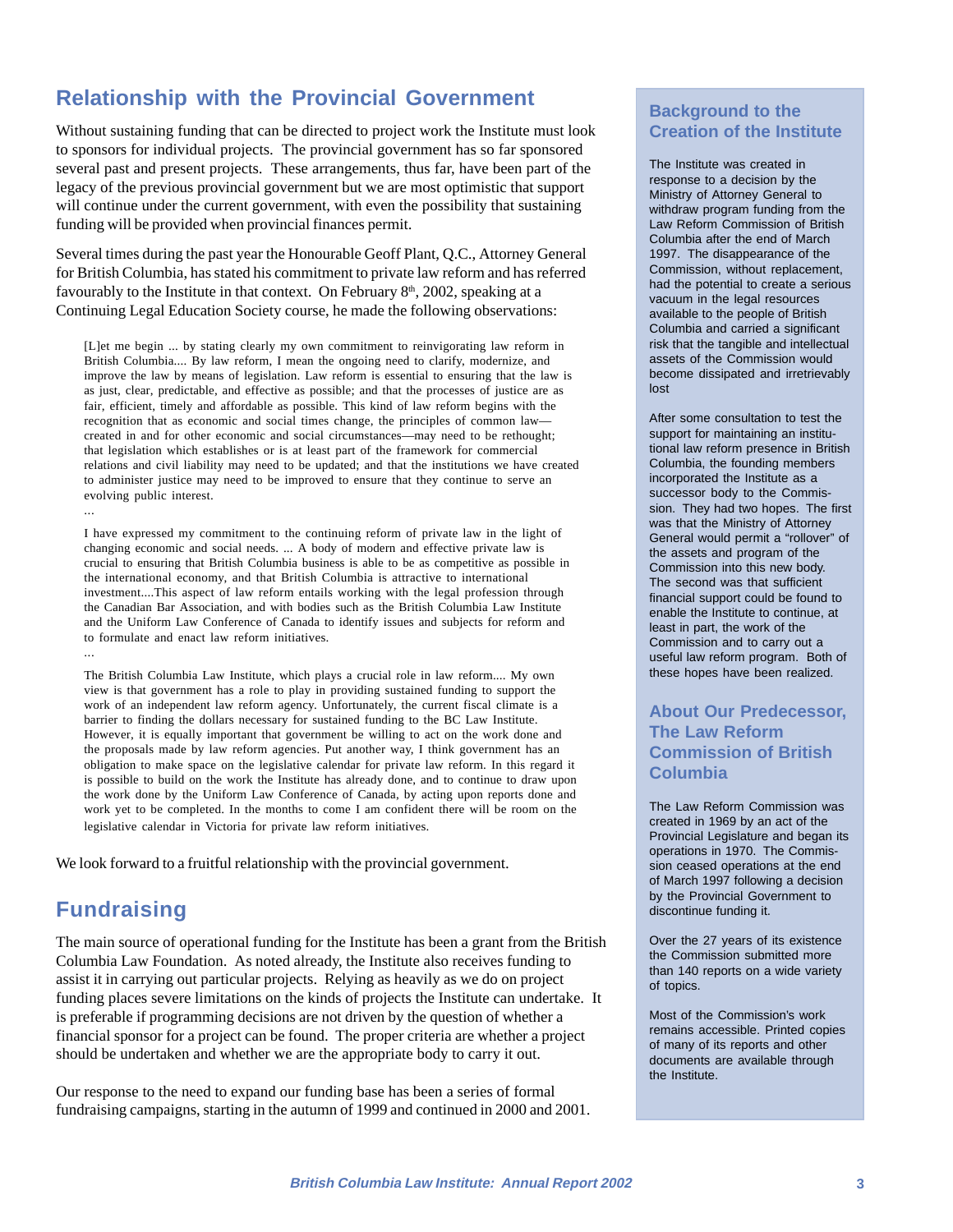## Relationship with the Provincial Government

Without sustaining funding that can be directed to project work the Institute must look to sponsors for individual projects. The provincial government has so far sponsored several past and present projects. These arrangements, thus far, have been part of the legacy of the previous provincial government but we are most optimistic that support will continue under the current government, with even the possibility that sustaining funding will be provided when provincial finances permit.

Several times during the past year the Honourable Geoff Plant, Q.C., Attorney General for British Columbia, has stated his commitment to private law reform and has referred favourably to the Institute in that context. On February 8th, 2002, speaking at a Continuing Legal Education Society course, he made the following observations:

> [L]et me begin ... by stating clearly my own commitment to reinvigorating law reform in British Columbia.... By law reform, I mean the ongoing need to clarify, modernize, and improve the law by means of legislation. Law reform is essential to ensuring that the law is as just, clear, predictable, and effective as possible; and that the processes of justice are as fair, efficient, timely and affordable as possible. This kind of law reform begins with the recognition that as economic and social times change, the principles of common law—created in and for other economic and social circumstances—may need to be rethought; that legislation which establishes or is at least part of the framework for commercial relations and civil liability may need to be updated; and that the institutions we have created to administer justice may need to be improved to ensure that they continue to serve an evolving public interest.
>
> ...
>
> I have expressed my commitment to the continuing reform of private law in the light of changing economic and social needs. ... A body of modern and effective private law is crucial to ensuring that British Columbia business is able to be as competitive as possible in the international economy, and that British Columbia is attractive to international investment....This aspect of law reform entails working with the legal profession through the Canadian Bar Association, and with bodies such as the British Columbia Law Institute and the Uniform Law Conference of Canada to identify issues and subjects for reform and to formulate and enact law reform initiatives.
>
> ...
>
> The British Columbia Law Institute, which plays a crucial role in law reform.... My own view is that government has a role to play in providing sustained funding to support the work of an independent law reform agency. Unfortunately, the current fiscal climate is a barrier to finding the dollars necessary for sustained funding to the BC Law Institute. However, it is equally important that government be willing to act on the work done and the proposals made by law reform agencies. Put another way, I think government has an obligation to make space on the legislative calendar for private law reform. In this regard it is possible to build on the work the Institute has already done, and to continue to draw upon the work done by the Uniform Law Conference of Canada, by acting upon reports done and work yet to be completed. In the months to come I am confident there will be room on the legislative calendar in Victoria for private law reform initiatives.

We look forward to a fruitful relationship with the provincial government.

## Fundraising

The main source of operational funding for the Institute has been a grant from the British Columbia Law Foundation. As noted already, the Institute also receives funding to assist it in carrying out particular projects. Relying as heavily as we do on project funding places severe limitations on the kinds of projects the Institute can undertake. It is preferable if programming decisions are not driven by the question of whether a financial sponsor for a project can be found. The proper criteria are whether a project should be undertaken and whether we are the appropriate body to carry it out.

Our response to the need to expand our funding base has been a series of formal fundraising campaigns, starting in the autumn of 1999 and continued in 2000 and 2001.

### Background to the Creation of the Institute

The Institute was created in response to a decision by the Ministry of Attorney General to withdraw program funding from the Law Reform Commission of British Columbia after the end of March 1997. The disappearance of the Commission, without replacement, had the potential to create a serious vacuum in the legal resources available to the people of British Columbia and carried a significant risk that the tangible and intellectual assets of the Commission would become dissipated and irretrievably lost

After some consultation to test the support for maintaining an institutional law reform presence in British Columbia, the founding members incorporated the Institute as a successor body to the Commission. They had two hopes. The first was that the Ministry of Attorney General would permit a "rollover" of the assets and program of the Commission into this new body. The second was that sufficient financial support could be found to enable the Institute to continue, at least in part, the work of the Commission and to carry out a useful law reform program. Both of these hopes have been realized.

### About Our Predecessor, The Law Reform Commission of British Columbia

The Law Reform Commission was created in 1969 by an act of the Provincial Legislature and began its operations in 1970. The Commission ceased operations at the end of March 1997 following a decision by the Provincial Government to discontinue funding it.

Over the 27 years of its existence the Commission submitted more than 140 reports on a wide variety of topics.

Most of the Commission's work remains accessible. Printed copies of many of its reports and other documents are available through the Institute.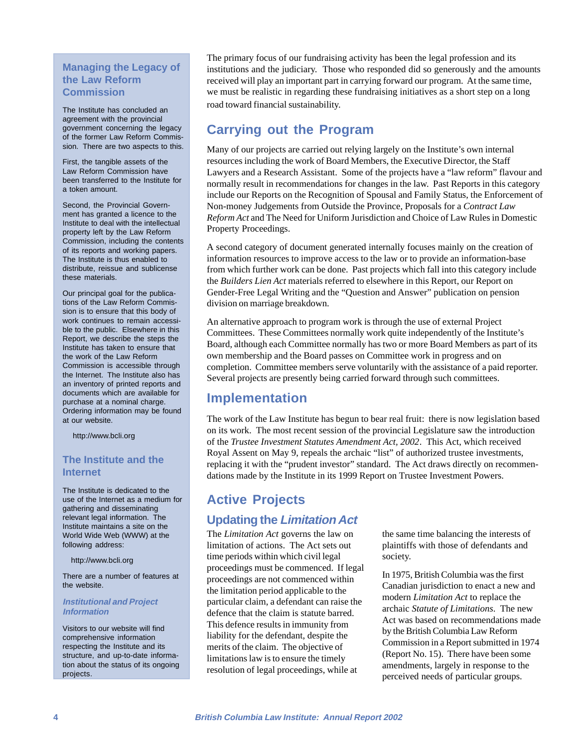## Managing the Legacy of the Law Reform Commission

The Institute has concluded an agreement with the provincial government concerning the legacy of the former Law Reform Commission. There are two aspects to this.

First, the tangible assets of the Law Reform Commission have been transferred to the Institute for a token amount.

Second, the Provincial Government has granted a licence to the Institute to deal with the intellectual property left by the Law Reform Commission, including the contents of its reports and working papers. The Institute is thus enabled to distribute, reissue and sublicense these materials.

Our principal goal for the publications of the Law Reform Commission is to ensure that this body of work continues to remain accessible to the public. Elsewhere in this Report, we describe the steps the Institute has taken to ensure that the work of the Law Reform Commission is accessible through the Internet. The Institute also has an inventory of printed reports and documents which are available for purchase at a nominal charge. Ordering information may be found at our website.

http://www.bcli.org

## The Institute and the Internet

The Institute is dedicated to the use of the Internet as a medium for gathering and disseminating relevant legal information. The Institute maintains a site on the World Wide Web (WWW) at the following address:

http://www.bcli.org

There are a number of features at the website.

### *Institutional and Project Information*

Visitors to our website will find comprehensive information respecting the Institute and its structure, and up-to-date information about the status of its ongoing projects.

The primary focus of our fundraising activity has been the legal profession and its institutions and the judiciary. Those who responded did so generously and the amounts received will play an important part in carrying forward our program. At the same time, we must be realistic in regarding these fundraising initiatives as a short step on a long road toward financial sustainability.

## Carrying out the Program

Many of our projects are carried out relying largely on the Institute's own internal resources including the work of Board Members, the Executive Director, the Staff Lawyers and a Research Assistant. Some of the projects have a "law reform" flavour and normally result in recommendations for changes in the law. Past Reports in this category include our Reports on the Recognition of Spousal and Family Status, the Enforcement of Non-money Judgements from Outside the Province, Proposals for a *Contract Law Reform Act* and The Need for Uniform Jurisdiction and Choice of Law Rules in Domestic Property Proceedings.

A second category of document generated internally focuses mainly on the creation of information resources to improve access to the law or to provide an information-base from which further work can be done. Past projects which fall into this category include the *Builders Lien Act* materials referred to elsewhere in this Report, our Report on Gender-Free Legal Writing and the "Question and Answer" publication on pension division on marriage breakdown.

An alternative approach to program work is through the use of external Project Committees. These Committees normally work quite independently of the Institute's Board, although each Committee normally has two or more Board Members as part of its own membership and the Board passes on Committee work in progress and on completion. Committee members serve voluntarily with the assistance of a paid reporter. Several projects are presently being carried forward through such committees.

## Implementation

The work of the Law Institute has begun to bear real fruit: there is now legislation based on its work. The most recent session of the provincial Legislature saw the introduction of the *Trustee Investment Statutes Amendment Act, 2002*. This Act, which received Royal Assent on May 9, repeals the archaic "list" of authorized trustee investments, replacing it with the "prudent investor" standard. The Act draws directly on recommendations made by the Institute in its 1999 Report on Trustee Investment Powers.

## Active Projects

### Updating the *Limitation Act*

The *Limitation Act* governs the law on limitation of actions. The Act sets out time periods within which civil legal proceedings must be commenced. If legal proceedings are not commenced within the limitation period applicable to the particular claim, a defendant can raise the defence that the claim is statute barred. This defence results in immunity from liability for the defendant, despite the merits of the claim. The objective of limitations law is to ensure the timely resolution of legal proceedings, while at the same time balancing the interests of plaintiffs with those of defendants and society.

In 1975, British Columbia was the first Canadian jurisdiction to enact a new and modern *Limitation Act* to replace the archaic *Statute of Limitations*. The new Act was based on recommendations made by the British Columbia Law Reform Commission in a Report submitted in 1974 (Report No. 15). There have been some amendments, largely in response to the perceived needs of particular groups.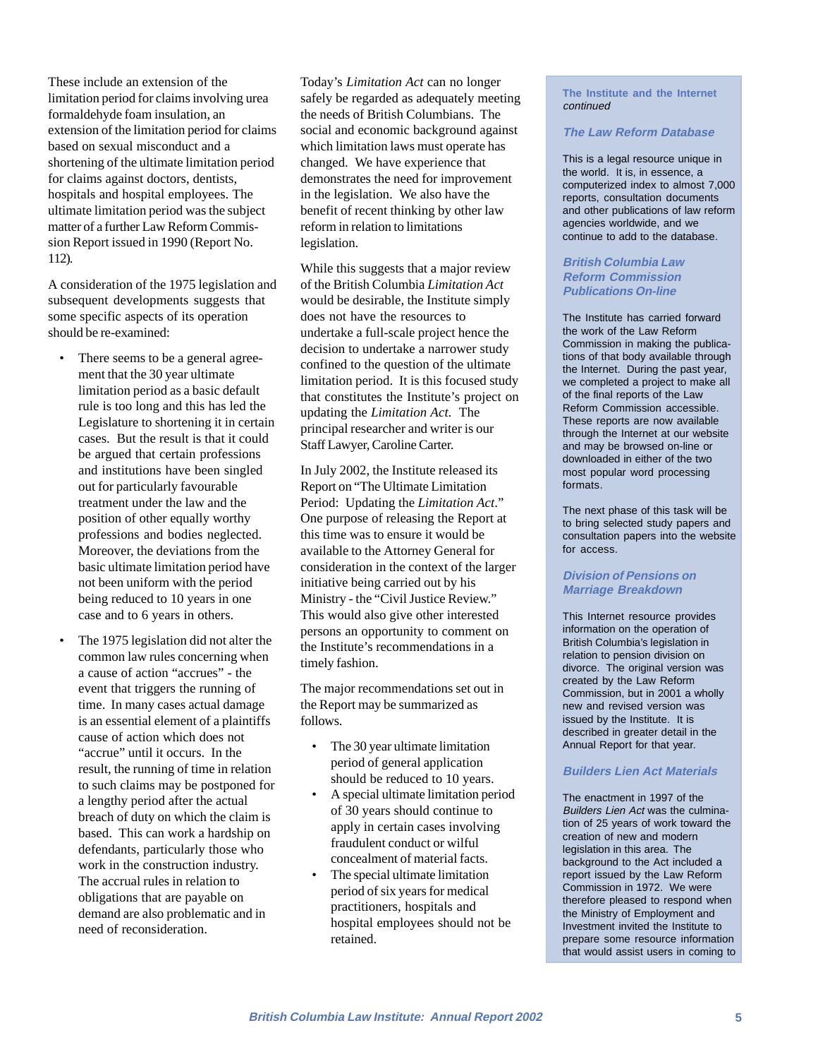These include an extension of the limitation period for claims involving urea formaldehyde foam insulation, an extension of the limitation period for claims based on sexual misconduct and a shortening of the ultimate limitation period for claims against doctors, dentists, hospitals and hospital employees. The ultimate limitation period was the subject matter of a further Law Reform Commission Report issued in 1990 (Report No. 112).

A consideration of the 1975 legislation and subsequent developments suggests that some specific aspects of its operation should be re-examined:

- There seems to be a general agreement that the 30 year ultimate limitation period as a basic default rule is too long and this has led the Legislature to shortening it in certain cases. But the result is that it could be argued that certain professions and institutions have been singled out for particularly favourable treatment under the law and the position of other equally worthy professions and bodies neglected. Moreover, the deviations from the basic ultimate limitation period have not been uniform with the period being reduced to 10 years in one case and to 6 years in others.
- The 1975 legislation did not alter the common law rules concerning when a cause of action "accrues" - the event that triggers the running of time. In many cases actual damage is an essential element of a plaintiffs cause of action which does not "accrue" until it occurs. In the result, the running of time in relation to such claims may be postponed for a lengthy period after the actual breach of duty on which the claim is based. This can work a hardship on defendants, particularly those who work in the construction industry. The accrual rules in relation to obligations that are payable on demand are also problematic and in need of reconsideration.

Today's *Limitation Act* can no longer safely be regarded as adequately meeting the needs of British Columbians. The social and economic background against which limitation laws must operate has changed. We have experience that demonstrates the need for improvement in the legislation. We also have the benefit of recent thinking by other law reform in relation to limitations legislation.

While this suggests that a major review of the British Columbia *Limitation Act* would be desirable, the Institute simply does not have the resources to undertake a full-scale project hence the decision to undertake a narrower study confined to the question of the ultimate limitation period. It is this focused study that constitutes the Institute's project on updating the *Limitation Act*. The principal researcher and writer is our Staff Lawyer, Caroline Carter.

In July 2002, the Institute released its Report on "The Ultimate Limitation Period: Updating the *Limitation Act*." One purpose of releasing the Report at this time was to ensure it would be available to the Attorney General for consideration in the context of the larger initiative being carried out by his Ministry - the "Civil Justice Review." This would also give other interested persons an opportunity to comment on the Institute's recommendations in a timely fashion.

The major recommendations set out in the Report may be summarized as follows.

- The 30 year ultimate limitation period of general application should be reduced to 10 years.
- A special ultimate limitation period of 30 years should continue to apply in certain cases involving fraudulent conduct or wilful concealment of material facts.
- The special ultimate limitation period of six years for medical practitioners, hospitals and hospital employees should not be retained.

**The Institute and the Internet** *continued*

### *The Law Reform Database*

This is a legal resource unique in the world. It is, in essence, a computerized index to almost 7,000 reports, consultation documents and other publications of law reform agencies worldwide, and we continue to add to the database.

### *British Columbia Law Reform Commission Publications On-line*

The Institute has carried forward the work of the Law Reform Commission in making the publications of that body available through the Internet. During the past year, we completed a project to make all of the final reports of the Law Reform Commission accessible. These reports are now available through the Internet at our website and may be browsed on-line or downloaded in either of the two most popular word processing formats.

The next phase of this task will be to bring selected study papers and consultation papers into the website for access.

### *Division of Pensions on Marriage Breakdown*

This Internet resource provides information on the operation of British Columbia's legislation in relation to pension division on divorce. The original version was created by the Law Reform Commission, but in 2001 a wholly new and revised version was issued by the Institute. It is described in greater detail in the Annual Report for that year.

### *Builders Lien Act Materials*

The enactment in 1997 of the *Builders Lien Act* was the culmination of 25 years of work toward the creation of new and modern legislation in this area. The background to the Act included a report issued by the Law Reform Commission in 1972. We were therefore pleased to respond when the Ministry of Employment and Investment invited the Institute to prepare some resource information that would assist users in coming to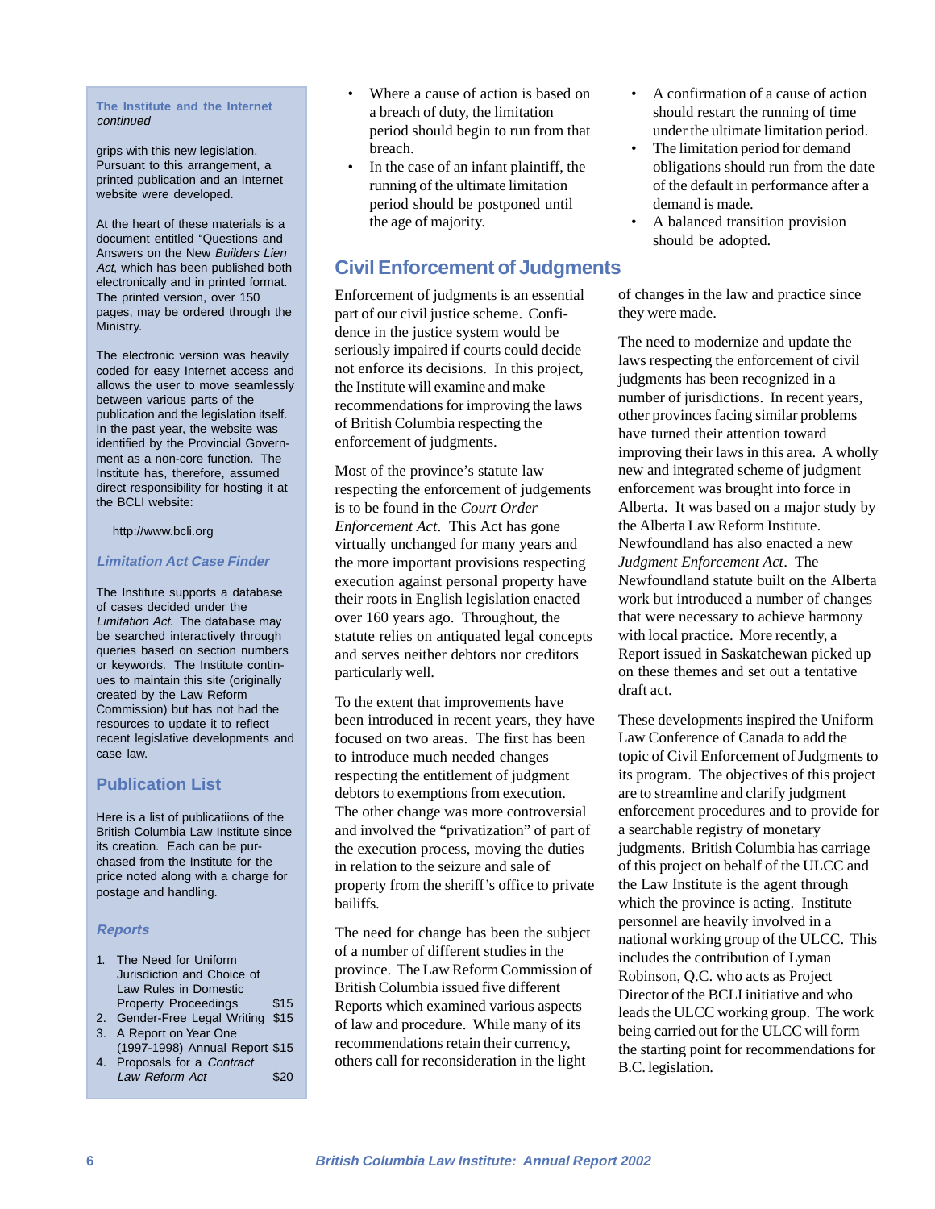## The Institute and the Internet *continued*

grips with this new legislation. Pursuant to this arrangement, a printed publication and an Internet website were developed.

At the heart of these materials is a document entitled "Questions and Answers on the New *Builders Lien Act*, which has been published both electronically and in printed format. The printed version, over 150 pages, may be ordered through the Ministry.

The electronic version was heavily coded for easy Internet access and allows the user to move seamlessly between various parts of the publication and the legislation itself. In the past year, the website was identified by the Provincial Government as a non-core function. The Institute has, therefore, assumed direct responsibility for hosting it at the BCLI website:

http://www.bcli.org

### *Limitation Act Case Finder*

The Institute supports a database of cases decided under the *Limitation Act.* The database may be searched interactively through queries based on section numbers or keywords. The Institute continues to maintain this site (originally created by the Law Reform Commission) but has not had the resources to update it to reflect recent legislative developments and case law.

## Publication List

Here is a list of publicatiions of the British Columbia Law Institute since its creation. Each can be purchased from the Institute for the price noted along with a charge for postage and handling.

### *Reports*

1. The Need for Uniform Jurisdiction and Choice of Law Rules in Domestic Property Proceedings $15
2. Gender-Free Legal Writing $15
3. A Report on Year One (1997-1998) Annual Report $15
4. Proposals for a *Contract Law Reform Act* $20

---

- Where a cause of action is based on a breach of duty, the limitation period should begin to run from that breach.
- In the case of an infant plaintiff, the running of the ultimate limitation period should be postponed until the age of majority.
- A confirmation of a cause of action should restart the running of time under the ultimate limitation period.
- The limitation period for demand obligations should run from the date of the default in performance after a demand is made.
- A balanced transition provision should be adopted.

## Civil Enforcement of Judgments

Enforcement of judgments is an essential part of our civil justice scheme. Confidence in the justice system would be seriously impaired if courts could decide not enforce its decisions. In this project, the Institute will examine and make recommendations for improving the laws of British Columbia respecting the enforcement of judgments.

Most of the province's statute law respecting the enforcement of judgements is to be found in the *Court Order Enforcement Act*. This Act has gone virtually unchanged for many years and the more important provisions respecting execution against personal property have their roots in English legislation enacted over 160 years ago. Throughout, the statute relies on antiquated legal concepts and serves neither debtors nor creditors particularly well.

To the extent that improvements have been introduced in recent years, they have focused on two areas. The first has been to introduce much needed changes respecting the entitlement of judgment debtors to exemptions from execution. The other change was more controversial and involved the "privatization" of part of the execution process, moving the duties in relation to the seizure and sale of property from the sheriff's office to private bailiffs.

The need for change has been the subject of a number of different studies in the province. The Law Reform Commission of British Columbia issued five different Reports which examined various aspects of law and procedure. While many of its recommendations retain their currency, others call for reconsideration in the light of changes in the law and practice since they were made.

The need to modernize and update the laws respecting the enforcement of civil judgments has been recognized in a number of jurisdictions. In recent years, other provinces facing similar problems have turned their attention toward improving their laws in this area. A wholly new and integrated scheme of judgment enforcement was brought into force in Alberta. It was based on a major study by the Alberta Law Reform Institute. Newfoundland has also enacted a new *Judgment Enforcement Act*. The Newfoundland statute built on the Alberta work but introduced a number of changes that were necessary to achieve harmony with local practice. More recently, a Report issued in Saskatchewan picked up on these themes and set out a tentative draft act.

These developments inspired the Uniform Law Conference of Canada to add the topic of Civil Enforcement of Judgments to its program. The objectives of this project are to streamline and clarify judgment enforcement procedures and to provide for a searchable registry of monetary judgments. British Columbia has carriage of this project on behalf of the ULCC and the Law Institute is the agent through which the province is acting. Institute personnel are heavily involved in a national working group of the ULCC. This includes the contribution of Lyman Robinson, Q.C. who acts as Project Director of the BCLI initiative and who leads the ULCC working group. The work being carried out for the ULCC will form the starting point for recommendations for B.C. legislation.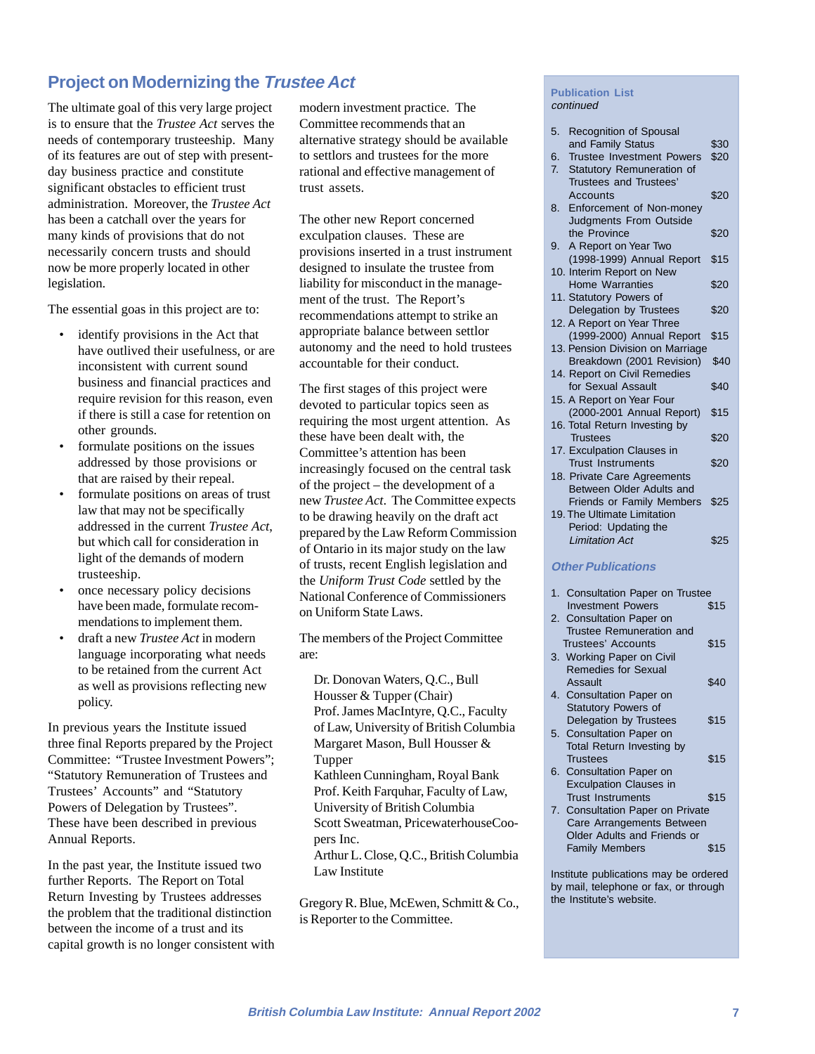## Project on Modernizing the *Trustee Act*

The ultimate goal of this very large project is to ensure that the *Trustee Act* serves the needs of contemporary trusteeship. Many of its features are out of step with present-day business practice and constitute significant obstacles to efficient trust administration. Moreover, the *Trustee Act* has been a catchall over the years for many kinds of provisions that do not necessarily concern trusts and should now be more properly located in other legislation.

The essential goas in this project are to:

- identify provisions in the Act that have outlived their usefulness, or are inconsistent with current sound business and financial practices and require revision for this reason, even if there is still a case for retention on other grounds.
- formulate positions on the issues addressed by those provisions or that are raised by their repeal.
- formulate positions on areas of trust law that may not be specifically addressed in the current *Trustee Act*, but which call for consideration in light of the demands of modern trusteeship.
- once necessary policy decisions have been made, formulate recommendations to implement them.
- draft a new *Trustee Act* in modern language incorporating what needs to be retained from the current Act as well as provisions reflecting new policy.

In previous years the Institute issued three final Reports prepared by the Project Committee: "Trustee Investment Powers"; "Statutory Remuneration of Trustees and Trustees' Accounts" and "Statutory Powers of Delegation by Trustees". These have been described in previous Annual Reports.

In the past year, the Institute issued two further Reports. The Report on Total Return Investing by Trustees addresses the problem that the traditional distinction between the income of a trust and its capital growth is no longer consistent with modern investment practice. The Committee recommends that an alternative strategy should be available to settlors and trustees for the more rational and effective management of trust assets.

The other new Report concerned exculpation clauses. These are provisions inserted in a trust instrument designed to insulate the trustee from liability for misconduct in the management of the trust. The Report's recommendations attempt to strike an appropriate balance between settlor autonomy and the need to hold trustees accountable for their conduct.

The first stages of this project were devoted to particular topics seen as requiring the most urgent attention. As these have been dealt with, the Committee's attention has been increasingly focused on the central task of the project – the development of a new *Trustee Act*. The Committee expects to be drawing heavily on the draft act prepared by the Law Reform Commission of Ontario in its major study on the law of trusts, recent English legislation and the *Uniform Trust Code* settled by the National Conference of Commissioners on Uniform State Laws.

The members of the Project Committee are:

Dr. Donovan Waters, Q.C., Bull Housser & Tupper (Chair)
Prof. James MacIntyre, Q.C., Faculty of Law, University of British Columbia
Margaret Mason, Bull Housser & Tupper
Kathleen Cunningham, Royal Bank
Prof. Keith Farquhar, Faculty of Law, University of British Columbia
Scott Sweatman, PricewaterhouseCoopers Inc.
Arthur L. Close, Q.C., British Columbia Law Institute

Gregory R. Blue, McEwen, Schmitt & Co., is Reporter to the Committee.

**Publication List** *continued*

5. Recognition of Spousal and Family Status $30
6. Trustee Investment Powers $20
7. Statutory Remuneration of Trustees and Trustees' Accounts $20
8. Enforcement of Non-money Judgments From Outside the Province $20
9. A Report on Year Two (1998-1999) Annual Report $15
10. Interim Report on New Home Warranties $20
11. Statutory Powers of Delegation by Trustees $20
12. A Report on Year Three (1999-2000) Annual Report $15
13. Pension Division on Marriage Breakdown (2001 Revision) $40
14. Report on Civil Remedies for Sexual Assault $40
15. A Report on Year Four (2000-2001 Annual Report) $15
16. Total Return Investing by Trustees $20
17. Exculpation Clauses in Trust Instruments $20
18. Private Care Agreements Between Older Adults and Friends or Family Members $25
19. The Ultimate Limitation Period: Updating the *Limitation Act* $25

***Other Publications***

1. Consultation Paper on Trustee Investment Powers $15
2. Consultation Paper on Trustee Remuneration and Trustees' Accounts $15
3. Working Paper on Civil Remedies for Sexual Assault $40
4. Consultation Paper on Statutory Powers of Delegation by Trustees $15
5. Consultation Paper on Total Return Investing by Trustees $15
6. Consultation Paper on Exculpation Clauses in Trust Instruments $15
7. Consultation Paper on Private Care Arrangements Between Older Adults and Friends or Family Members $15

Institute publications may be ordered by mail, telephone or fax, or through the Institute's website.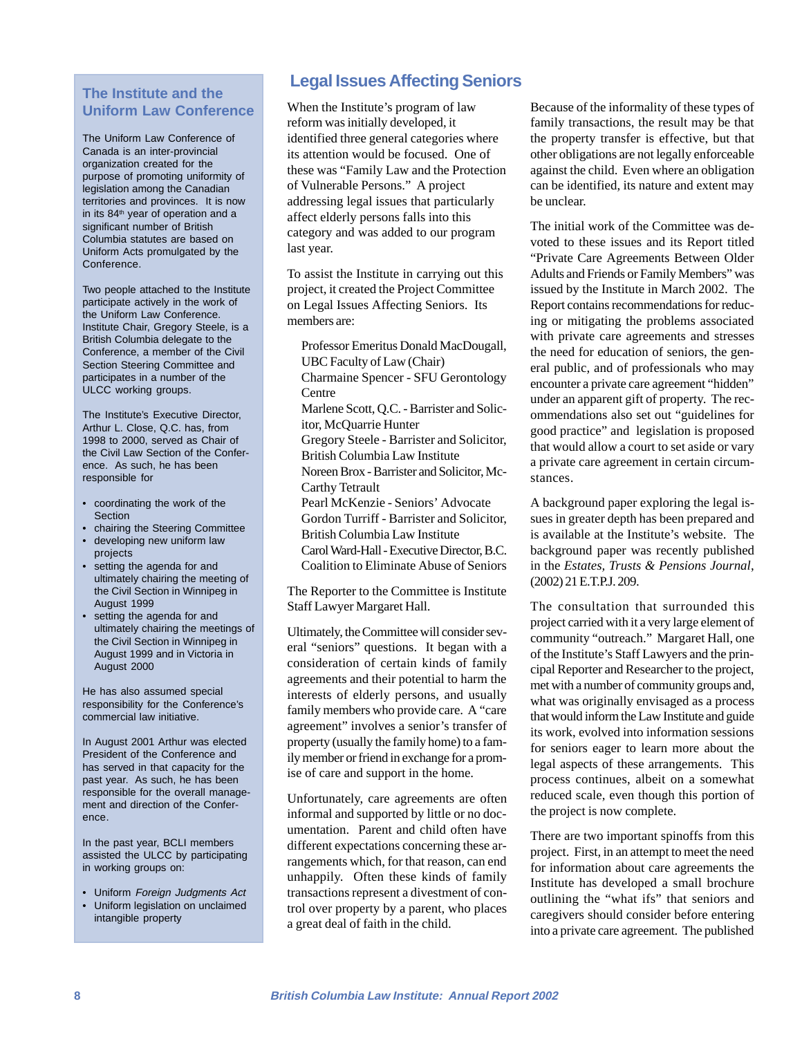## The Institute and the Uniform Law Conference

The Uniform Law Conference of Canada is an inter-provincial organization created for the purpose of promoting uniformity of legislation among the Canadian territories and provinces. It is now in its 84th year of operation and a significant number of British Columbia statutes are based on Uniform Acts promulgated by the Conference.

Two people attached to the Institute participate actively in the work of the Uniform Law Conference. Institute Chair, Gregory Steele, is a British Columbia delegate to the Conference, a member of the Civil Section Steering Committee and participates in a number of the ULCC working groups.

The Institute's Executive Director, Arthur L. Close, Q.C. has, from 1998 to 2000, served as Chair of the Civil Law Section of the Conference. As such, he has been responsible for

- coordinating the work of the Section
- chairing the Steering Committee
- developing new uniform law projects
- setting the agenda for and ultimately chairing the meeting of the Civil Section in Winnipeg in August 1999
- setting the agenda for and ultimately chairing the meetings of the Civil Section in Winnipeg in August 1999 and in Victoria in August 2000

He has also assumed special responsibility for the Conference's commercial law initiative.

In August 2001 Arthur was elected President of the Conference and has served in that capacity for the past year. As such, he has been responsible for the overall management and direction of the Conference.

In the past year, BCLI members assisted the ULCC by participating in working groups on:

- Uniform *Foreign Judgments Act*
- Uniform legislation on unclaimed intangible property

## Legal Issues Affecting Seniors

When the Institute's program of law reform was initially developed, it identified three general categories where its attention would be focused. One of these was "Family Law and the Protection of Vulnerable Persons." A project addressing legal issues that particularly affect elderly persons falls into this category and was added to our program last year.

To assist the Institute in carrying out this project, it created the Project Committee on Legal Issues Affecting Seniors. Its members are:

Professor Emeritus Donald MacDougall, UBC Faculty of Law (Chair)
Charmaine Spencer - SFU Gerontology Centre
Marlene Scott, Q.C. - Barrister and Solicitor, McQuarrie Hunter
Gregory Steele - Barrister and Solicitor, British Columbia Law Institute
Noreen Brox - Barrister and Solicitor, McCarthy Tetrault
Pearl McKenzie - Seniors' Advocate
Gordon Turriff - Barrister and Solicitor, British Columbia Law Institute
Carol Ward-Hall - Executive Director, B.C. Coalition to Eliminate Abuse of Seniors

The Reporter to the Committee is Institute Staff Lawyer Margaret Hall.

Ultimately, the Committee will consider several "seniors" questions. It began with a consideration of certain kinds of family agreements and their potential to harm the interests of elderly persons, and usually family members who provide care. A "care agreement" involves a senior's transfer of property (usually the family home) to a family member or friend in exchange for a promise of care and support in the home.

Unfortunately, care agreements are often informal and supported by little or no documentation. Parent and child often have different expectations concerning these arrangements which, for that reason, can end unhappily. Often these kinds of family transactions represent a divestment of control over property by a parent, who places a great deal of faith in the child.

Because of the informality of these types of family transactions, the result may be that the property transfer is effective, but that other obligations are not legally enforceable against the child. Even where an obligation can be identified, its nature and extent may be unclear.

The initial work of the Committee was devoted to these issues and its Report titled "Private Care Agreements Between Older Adults and Friends or Family Members" was issued by the Institute in March 2002. The Report contains recommendations for reducing or mitigating the problems associated with private care agreements and stresses the need for education of seniors, the general public, and of professionals who may encounter a private care agreement "hidden" under an apparent gift of property. The recommendations also set out "guidelines for good practice" and legislation is proposed that would allow a court to set aside or vary a private care agreement in certain circumstances.

A background paper exploring the legal issues in greater depth has been prepared and is available at the Institute's website. The background paper was recently published in the *Estates, Trusts & Pensions Journal*, (2002) 21 E.T.P.J. 209.

The consultation that surrounded this project carried with it a very large element of community "outreach." Margaret Hall, one of the Institute's Staff Lawyers and the principal Reporter and Researcher to the project, met with a number of community groups and, what was originally envisaged as a process that would inform the Law Institute and guide its work, evolved into information sessions for seniors eager to learn more about the legal aspects of these arrangements. This process continues, albeit on a somewhat reduced scale, even though this portion of the project is now complete.

There are two important spinoffs from this project. First, in an attempt to meet the need for information about care agreements the Institute has developed a small brochure outlining the "what ifs" that seniors and caregivers should consider before entering into a private care agreement. The published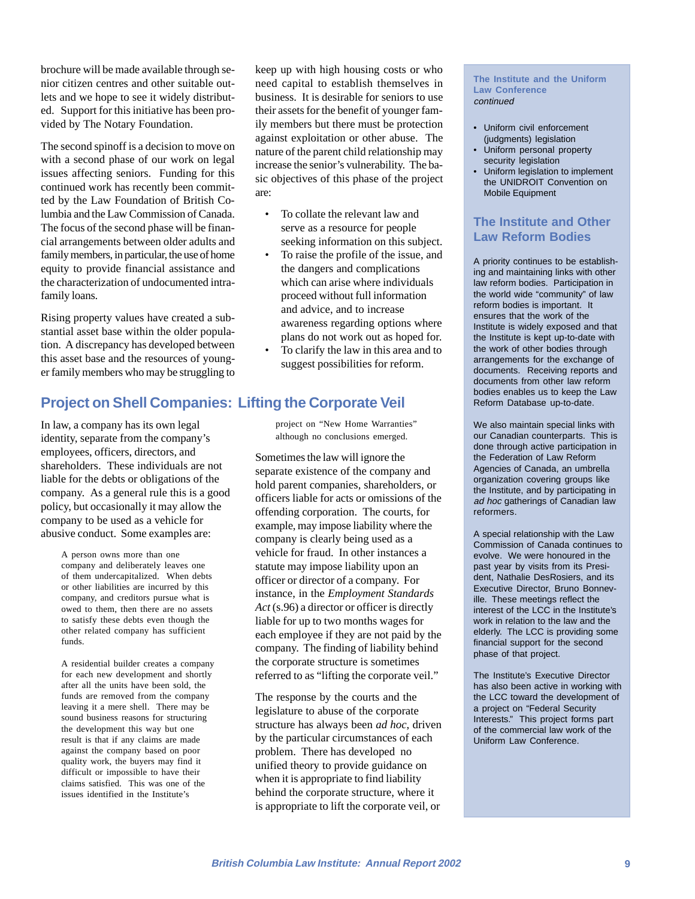brochure will be made available through senior citizen centres and other suitable outlets and we hope to see it widely distributed. Support for this initiative has been provided by The Notary Foundation.

The second spinoff is a decision to move on with a second phase of our work on legal issues affecting seniors. Funding for this continued work has recently been committed by the Law Foundation of British Columbia and the Law Commission of Canada. The focus of the second phase will be financial arrangements between older adults and family members, in particular, the use of home equity to provide financial assistance and the characterization of undocumented intra-family loans.

Rising property values have created a substantial asset base within the older population. A discrepancy has developed between this asset base and the resources of younger family members who may be struggling to keep up with high housing costs or who need capital to establish themselves in business. It is desirable for seniors to use their assets for the benefit of younger family members but there must be protection against exploitation or other abuse. The nature of the parent child relationship may increase the senior's vulnerability. The basic objectives of this phase of the project are:

- To collate the relevant law and serve as a resource for people seeking information on this subject.
- To raise the profile of the issue, and the dangers and complications which can arise where individuals proceed without full information and advice, and to increase awareness regarding options where plans do not work out as hoped for.
- To clarify the law in this area and to suggest possibilities for reform.

## Project on Shell Companies: Lifting the Corporate Veil

In law, a company has its own legal identity, separate from the company's employees, officers, directors, and shareholders. These individuals are not liable for the debts or obligations of the company. As a general rule this is a good policy, but occasionally it may allow the company to be used as a vehicle for abusive conduct. Some examples are:

> A person owns more than one company and deliberately leaves one of them undercapitalized. When debts or other liabilities are incurred by this company, and creditors pursue what is owed to them, then there are no assets to satisfy these debts even though the other related company has sufficient funds.
>
> A residential builder creates a company for each new development and shortly after all the units have been sold, the funds are removed from the company leaving it a mere shell. There may be sound business reasons for structuring the development this way but one result is that if any claims are made against the company based on poor quality work, the buyers may find it difficult or impossible to have their claims satisfied. This was one of the issues identified in the Institute's project on "New Home Warranties" although no conclusions emerged.

Sometimes the law will ignore the separate existence of the company and hold parent companies, shareholders, or officers liable for acts or omissions of the offending corporation. The courts, for example, may impose liability where the company is clearly being used as a vehicle for fraud. In other instances a statute may impose liability upon an officer or director of a company. For instance, in the *Employment Standards Act* (s.96) a director or officer is directly liable for up to two months wages for each employee if they are not paid by the company. The finding of liability behind the corporate structure is sometimes referred to as "lifting the corporate veil."

The response by the courts and the legislature to abuse of the corporate structure has always been *ad hoc*, driven by the particular circumstances of each problem. There has developed no unified theory to provide guidance on when it is appropriate to find liability behind the corporate structure, where it is appropriate to lift the corporate veil, or

### The Institute and the Uniform Law Conference
*continued*

- Uniform civil enforcement (judgments) legislation
- Uniform personal property security legislation
- Uniform legislation to implement the UNIDROIT Convention on Mobile Equipment

## The Institute and Other Law Reform Bodies

A priority continues to be establishing and maintaining links with other law reform bodies. Participation in the world wide "community" of law reform bodies is important. It ensures that the work of the Institute is widely exposed and that the Institute is kept up-to-date with the work of other bodies through arrangements for the exchange of documents. Receiving reports and documents from other law reform bodies enables us to keep the Law Reform Database up-to-date.

We also maintain special links with our Canadian counterparts. This is done through active participation in the Federation of Law Reform Agencies of Canada, an umbrella organization covering groups like the Institute, and by participating in *ad hoc* gatherings of Canadian law reformers.

A special relationship with the Law Commission of Canada continues to evolve. We were honoured in the past year by visits from its President, Nathalie DesRosiers, and its Executive Director, Bruno Bonneville. These meetings reflect the interest of the LCC in the Institute's work in relation to the law and the elderly. The LCC is providing some financial support for the second phase of that project.

The Institute's Executive Director has also been active in working with the LCC toward the development of a project on "Federal Security Interests." This project forms part of the commercial law work of the Uniform Law Conference.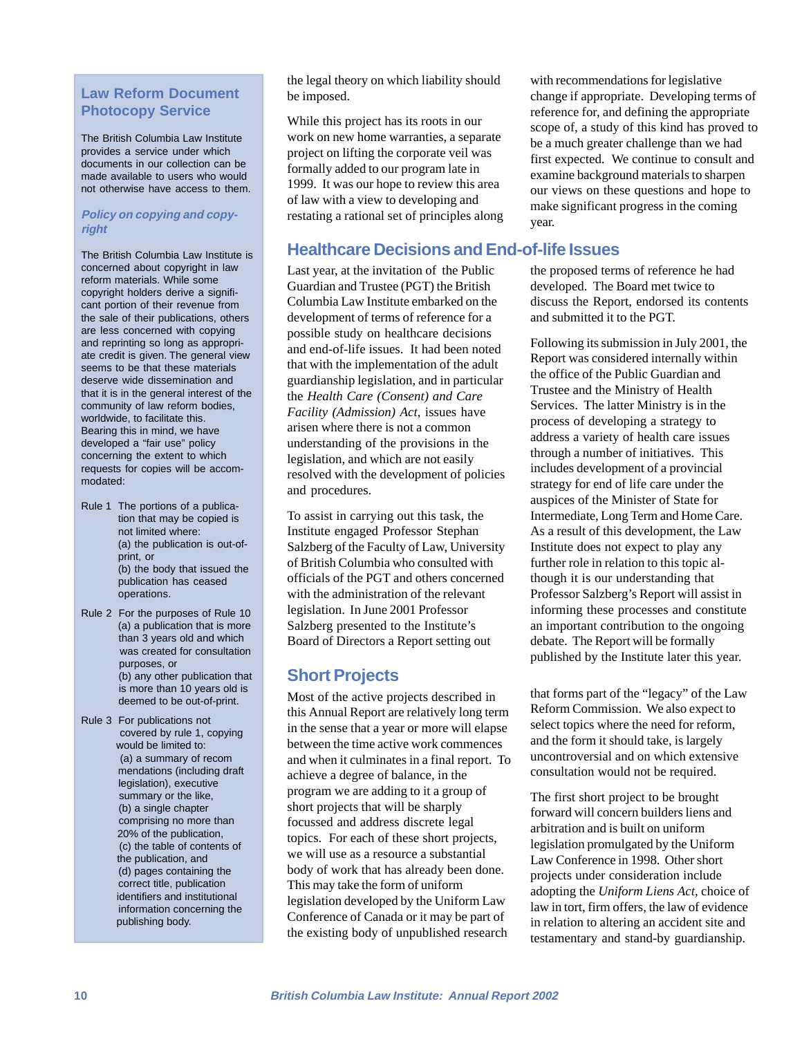## Law Reform Document Photocopy Service

The British Columbia Law Institute provides a service under which documents in our collection can be made available to users who would not otherwise have access to them.

### *Policy on copying and copyright*

The British Columbia Law Institute is concerned about copyright in law reform materials. While some copyright holders derive a significant portion of their revenue from the sale of their publications, others are less concerned with copying and reprinting so long as appropriate credit is given. The general view seems to be that these materials deserve wide dissemination and that it is in the general interest of the community of law reform bodies, worldwide, to facilitate this. Bearing this in mind, we have developed a "fair use" policy concerning the extent to which requests for copies will be accommodated:

Rule 1 The portions of a publication that may be copied is not limited where:
(a) the publication is out-of-print, or
(b) the body that issued the publication has ceased operations.

Rule 2 For the purposes of Rule 10
(a) a publication that is more than 3 years old and which was created for consultation purposes, or
(b) any other publication that is more than 10 years old is deemed to be out-of-print.

Rule 3 For publications not covered by rule 1, copying would be limited to:
(a) a summary of recommendations (including draft legislation), executive summary or the like,
(b) a single chapter comprising no more than 20% of the publication,
(c) the table of contents of the publication, and
(d) pages containing the correct title, publication identifiers and institutional information concerning the publishing body.

the legal theory on which liability should be imposed.

While this project has its roots in our work on new home warranties, a separate project on lifting the corporate veil was formally added to our program late in 1999. It was our hope to review this area of law with a view to developing and restating a rational set of principles along with recommendations for legislative change if appropriate. Developing terms of reference for, and defining the appropriate scope of, a study of this kind has proved to be a much greater challenge than we had first expected. We continue to consult and examine background materials to sharpen our views on these questions and hope to make significant progress in the coming year.

## Healthcare Decisions and End-of-life Issues

Last year, at the invitation of the Public Guardian and Trustee (PGT) the British Columbia Law Institute embarked on the development of terms of reference for a possible study on healthcare decisions and end-of-life issues. It had been noted that with the implementation of the adult guardianship legislation, and in particular the *Health Care (Consent) and Care Facility (Admission) Act*, issues have arisen where there is not a common understanding of the provisions in the legislation, and which are not easily resolved with the development of policies and procedures.

To assist in carrying out this task, the Institute engaged Professor Stephan Salzberg of the Faculty of Law, University of British Columbia who consulted with officials of the PGT and others concerned with the administration of the relevant legislation. In June 2001 Professor Salzberg presented to the Institute's Board of Directors a Report setting out the proposed terms of reference he had developed. The Board met twice to discuss the Report, endorsed its contents and submitted it to the PGT.

Following its submission in July 2001, the Report was considered internally within the office of the Public Guardian and Trustee and the Ministry of Health Services. The latter Ministry is in the process of developing a strategy to address a variety of health care issues through a number of initiatives. This includes development of a provincial strategy for end of life care under the auspices of the Minister of State for Intermediate, Long Term and Home Care. As a result of this development, the Law Institute does not expect to play any further role in relation to this topic although it is our understanding that Professor Salzberg's Report will assist in informing these processes and constitute an important contribution to the ongoing debate. The Report will be formally published by the Institute later this year.

## Short Projects

Most of the active projects described in this Annual Report are relatively long term in the sense that a year or more will elapse between the time active work commences and when it culminates in a final report. To achieve a degree of balance, in the program we are adding to it a group of short projects that will be sharply focussed and address discrete legal topics. For each of these short projects, we will use as a resource a substantial body of work that has already been done. This may take the form of uniform legislation developed by the Uniform Law Conference of Canada or it may be part of the existing body of unpublished research that forms part of the "legacy" of the Law Reform Commission. We also expect to select topics where the need for reform, and the form it should take, is largely uncontroversial and on which extensive consultation would not be required.

The first short project to be brought forward will concern builders liens and arbitration and is built on uniform legislation promulgated by the Uniform Law Conference in 1998. Other short projects under consideration include adopting the *Uniform Liens Act*, choice of law in tort, firm offers, the law of evidence in relation to altering an accident site and testamentary and stand-by guardianship.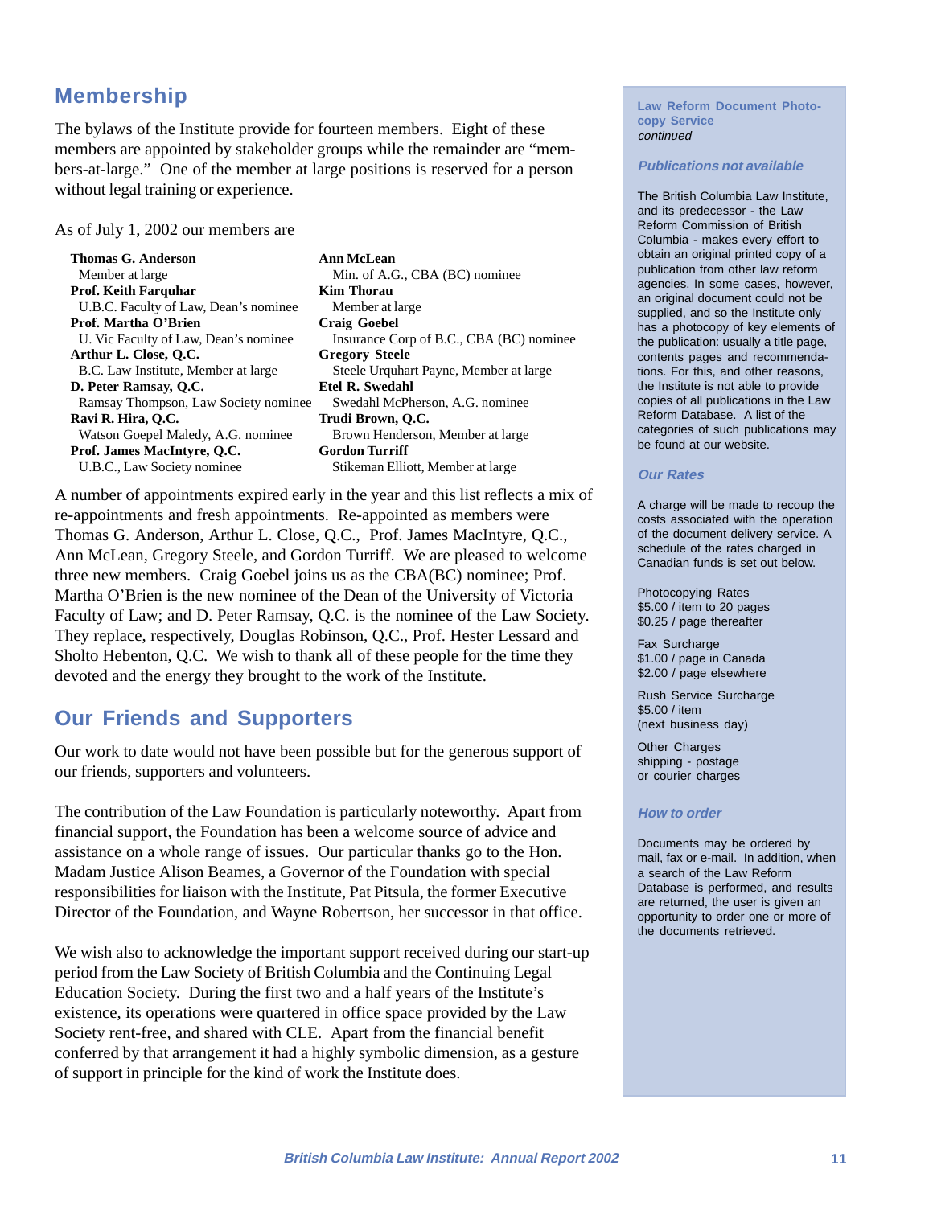## Membership

The bylaws of the Institute provide for fourteen members. Eight of these members are appointed by stakeholder groups while the remainder are "members-at-large." One of the member at large positions is reserved for a person without legal training or experience.

As of July 1, 2002 our members are

**Thomas G. Anderson**
Member at large

**Prof. Keith Farquhar**
U.B.C. Faculty of Law, Dean's nominee

**Prof. Martha O'Brien**
U. Vic Faculty of Law, Dean's nominee

**Arthur L. Close, Q.C.**
B.C. Law Institute, Member at large

**D. Peter Ramsay, Q.C.**
Ramsay Thompson, Law Society nominee

**Ravi R. Hira, Q.C.**
Watson Goepel Maledy, A.G. nominee

**Prof. James MacIntyre, Q.C.**
U.B.C., Law Society nominee

**Ann McLean**
Min. of A.G., CBA (BC) nominee

**Kim Thorau**
Member at large

**Craig Goebel**
Insurance Corp of B.C., CBA (BC) nominee

**Gregory Steele**
Steele Urquhart Payne, Member at large

**Etel R. Swedahl**
Swedahl McPherson, A.G. nominee

**Trudi Brown, Q.C.**
Brown Henderson, Member at large

**Gordon Turriff**
Stikeman Elliott, Member at large

A number of appointments expired early in the year and this list reflects a mix of re-appointments and fresh appointments. Re-appointed as members were Thomas G. Anderson, Arthur L. Close, Q.C., Prof. James MacIntyre, Q.C., Ann McLean, Gregory Steele, and Gordon Turriff. We are pleased to welcome three new members. Craig Goebel joins us as the CBA(BC) nominee; Prof. Martha O'Brien is the new nominee of the Dean of the University of Victoria Faculty of Law; and D. Peter Ramsay, Q.C. is the nominee of the Law Society. They replace, respectively, Douglas Robinson, Q.C., Prof. Hester Lessard and Sholto Hebenton, Q.C. We wish to thank all of these people for the time they devoted and the energy they brought to the work of the Institute.

## Our Friends and Supporters

Our work to date would not have been possible but for the generous support of our friends, supporters and volunteers.

The contribution of the Law Foundation is particularly noteworthy. Apart from financial support, the Foundation has been a welcome source of advice and assistance on a whole range of issues. Our particular thanks go to the Hon. Madam Justice Alison Beames, a Governor of the Foundation with special responsibilities for liaison with the Institute, Pat Pitsula, the former Executive Director of the Foundation, and Wayne Robertson, her successor in that office.

We wish also to acknowledge the important support received during our start-up period from the Law Society of British Columbia and the Continuing Legal Education Society. During the first two and a half years of the Institute's existence, its operations were quartered in office space provided by the Law Society rent-free, and shared with CLE. Apart from the financial benefit conferred by that arrangement it had a highly symbolic dimension, as a gesture of support in principle for the kind of work the Institute does.

---

**Law Reform Document Photocopy Service**
*continued*

### *Publications not available*

The British Columbia Law Institute, and its predecessor - the Law Reform Commission of British Columbia - makes every effort to obtain an original printed copy of a publication from other law reform agencies. In some cases, however, an original document could not be supplied, and so the Institute only has a photocopy of key elements of the publication: usually a title page, contents pages and recommendations. For this, and other reasons, the Institute is not able to provide copies of all publications in the Law Reform Database. A list of the categories of such publications may be found at our website.

### *Our Rates*

A charge will be made to recoup the costs associated with the operation of the document delivery service. A schedule of the rates charged in Canadian funds is set out below.

Photocopying Rates
$5.00 / item to 20 pages
$0.25 / page thereafter

Fax Surcharge
$1.00 / page in Canada
$2.00 / page elsewhere

Rush Service Surcharge
$5.00 / item
(next business day)

Other Charges
shipping - postage
or courier charges

### *How to order*

Documents may be ordered by mail, fax or e-mail. In addition, when a search of the Law Reform Database is performed, and results are returned, the user is given an opportunity to order one or more of the documents retrieved.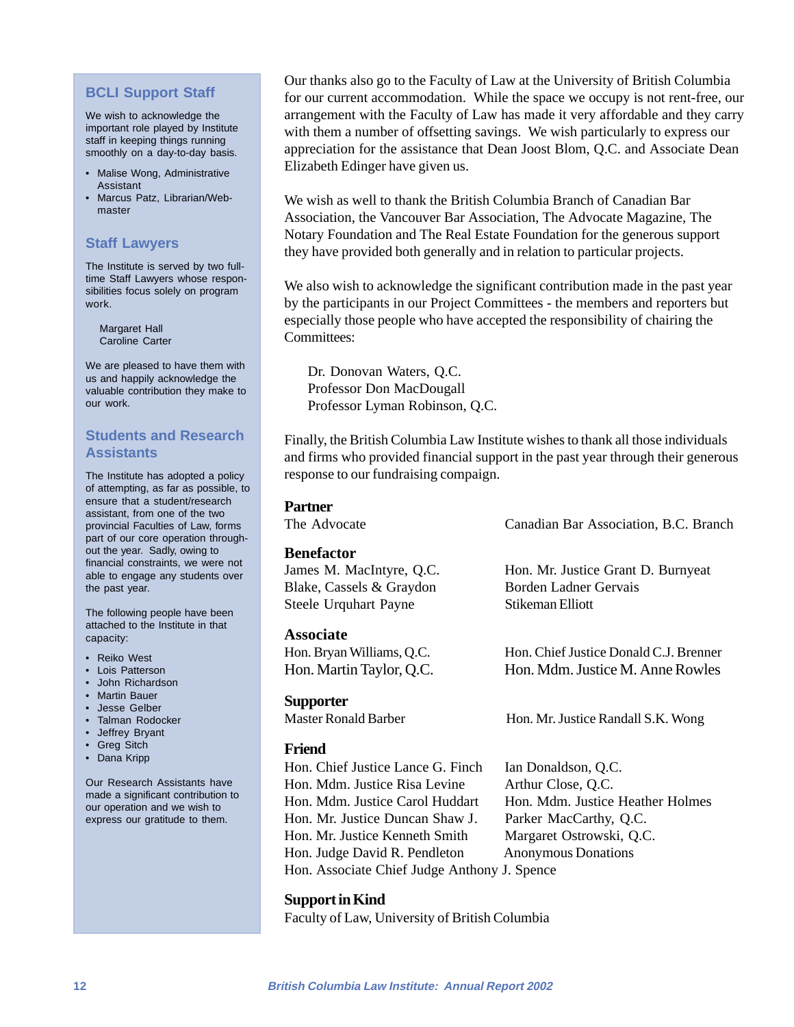## BCLI Support Staff

We wish to acknowledge the important role played by Institute staff in keeping things running smoothly on a day-to-day basis.

- Malise Wong, Administrative Assistant
- Marcus Patz, Librarian/Webmaster

## Staff Lawyers

The Institute is served by two full-time Staff Lawyers whose responsibilities focus solely on program work.

Margaret Hall
Caroline Carter

We are pleased to have them with us and happily acknowledge the valuable contribution they make to our work.

## Students and Research Assistants

The Institute has adopted a policy of attempting, as far as possible, to ensure that a student/research assistant, from one of the two provincial Faculties of Law, forms part of our core operation throughout the year. Sadly, owing to financial constraints, we were not able to engage any students over the past year.

The following people have been attached to the Institute in that capacity:

- Reiko West
- Lois Patterson
- John Richardson
- Martin Bauer
- Jesse Gelber
- Talman Rodocker
- Jeffrey Bryant
- Greg Sitch
- Dana Kripp

Our Research Assistants have made a significant contribution to our operation and we wish to express our gratitude to them.

Our thanks also go to the Faculty of Law at the University of British Columbia for our current accommodation. While the space we occupy is not rent-free, our arrangement with the Faculty of Law has made it very affordable and they carry with them a number of offsetting savings. We wish particularly to express our appreciation for the assistance that Dean Joost Blom, Q.C. and Associate Dean Elizabeth Edinger have given us.

We wish as well to thank the British Columbia Branch of Canadian Bar Association, the Vancouver Bar Association, The Advocate Magazine, The Notary Foundation and The Real Estate Foundation for the generous support they have provided both generally and in relation to particular projects.

We also wish to acknowledge the significant contribution made in the past year by the participants in our Project Committees - the members and reporters but especially those people who have accepted the responsibility of chairing the Committees:

Dr. Donovan Waters, Q.C.
Professor Don MacDougall
Professor Lyman Robinson, Q.C.

Finally, the British Columbia Law Institute wishes to thank all those individuals and firms who provided financial support in the past year through their generous response to our fundraising compaign.

**Partner**

The Advocate
Canadian Bar Association, B.C. Branch

**Benefactor**

James M. MacIntyre, Q.C.
Hon. Mr. Justice Grant D. Burnyeat
Blake, Cassels & Graydon
Borden Ladner Gervais
Steele Urquhart Payne
Stikeman Elliott

**Associate**

Hon. Bryan Williams, Q.C.
Hon. Chief Justice Donald C.J. Brenner
Hon. Martin Taylor, Q.C.
Hon. Mdm. Justice M. Anne Rowles

**Supporter**

Master Ronald Barber
Hon. Mr. Justice Randall S.K. Wong

**Friend**

Hon. Chief Justice Lance G. Finch
Ian Donaldson, Q.C.
Hon. Mdm. Justice Risa Levine
Arthur Close, Q.C.
Hon. Mdm. Justice Carol Huddart
Hon. Mdm. Justice Heather Holmes
Hon. Mr. Justice Duncan Shaw J.
Parker MacCarthy, Q.C.
Hon. Mr. Justice Kenneth Smith
Margaret Ostrowski, Q.C.
Hon. Judge David R. Pendleton
Anonymous Donations
Hon. Associate Chief Judge Anthony J. Spence

**Support in Kind**

Faculty of Law, University of British Columbia